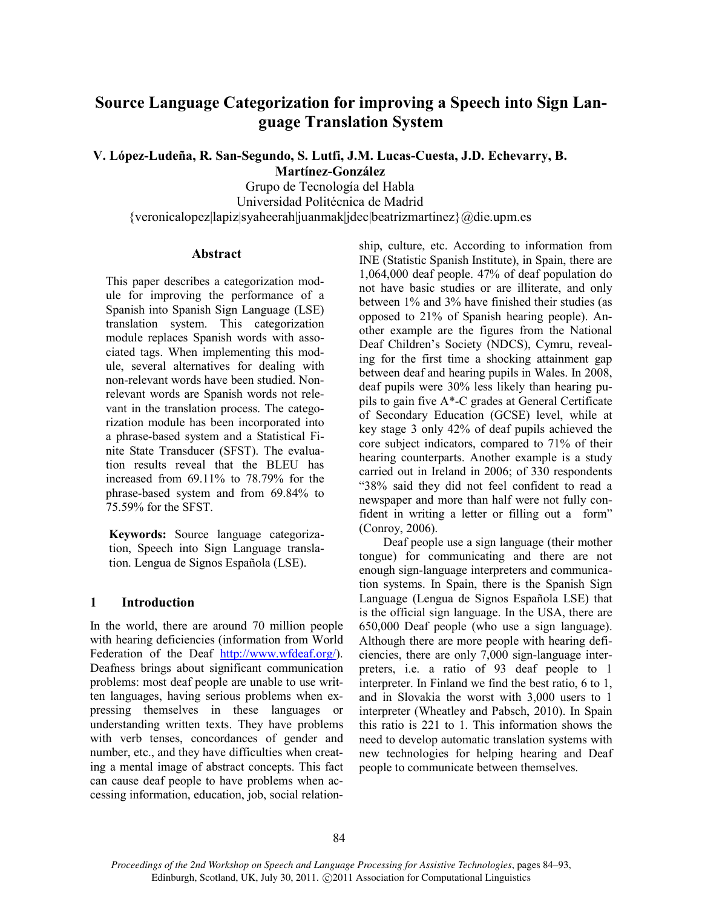# Source Language Categorization for improving a Speech into Sign Language Translation System

**V. López-Ludeña, R. San-Segundo, S. Lutfi, J.M. Lucas-Cuesta, J.D. Echevarry, B. Martínez-González**

Grupo de Tecnología del Habla
Universidad Politécnica de Madrid
{veronicalopez|lapiz|syaheerah|juanmak|jdec|beatrizmartinez}@die.upm.es

## Abstract

This paper describes a categorization module for improving the performance of a Spanish into Spanish Sign Language (LSE) translation system. This categorization module replaces Spanish words with associated tags. When implementing this module, several alternatives for dealing with non-relevant words have been studied. Non-relevant words are Spanish words not relevant in the translation process. The categorization module has been incorporated into a phrase-based system and a Statistical Finite State Transducer (SFST). The evaluation results reveal that the BLEU has increased from 69.11% to 78.79% for the phrase-based system and from 69.84% to 75.59% for the SFST.

**Keywords:** Source language categorization, Speech into Sign Language translation. Lengua de Signos Española (LSE).

## 1 Introduction

In the world, there are around 70 million people with hearing deficiencies (information from World Federation of the Deaf http://www.wfdeaf.org/). Deafness brings about significant communication problems: most deaf people are unable to use written languages, having serious problems when expressing themselves in these languages or understanding written texts. They have problems with verb tenses, concordances of gender and number, etc., and they have difficulties when creating a mental image of abstract concepts. This fact can cause deaf people to have problems when accessing information, education, job, social relationship, culture, etc. According to information from INE (Statistic Spanish Institute), in Spain, there are 1,064,000 deaf people. 47% of deaf population do not have basic studies or are illiterate, and only between 1% and 3% have finished their studies (as opposed to 21% of Spanish hearing people). Another example are the figures from the National Deaf Children's Society (NDCS), Cymru, revealing for the first time a shocking attainment gap between deaf and hearing pupils in Wales. In 2008, deaf pupils were 30% less likely than hearing pupils to gain five A*-C grades at General Certificate of Secondary Education (GCSE) level, while at key stage 3 only 42% of deaf pupils achieved the core subject indicators, compared to 71% of their hearing counterparts. Another example is a study carried out in Ireland in 2006; of 330 respondents "38% said they did not feel confident to read a newspaper and more than half were not fully confident in writing a letter or filling out a form" (Conroy, 2006).

Deaf people use a sign language (their mother tongue) for communicating and there are not enough sign-language interpreters and communication systems. In Spain, there is the Spanish Sign Language (Lengua de Signos Española LSE) that is the official sign language. In the USA, there are 650,000 Deaf people (who use a sign language). Although there are more people with hearing deficiencies, there are only 7,000 sign-language interpreters, i.e. a ratio of 93 deaf people to 1 interpreter. In Finland we find the best ratio, 6 to 1, and in Slovakia the worst with 3,000 users to 1 interpreter (Wheatley and Pabsch, 2010). In Spain this ratio is 221 to 1. This information shows the need to develop automatic translation systems with new technologies for helping hearing and Deaf people to communicate between themselves.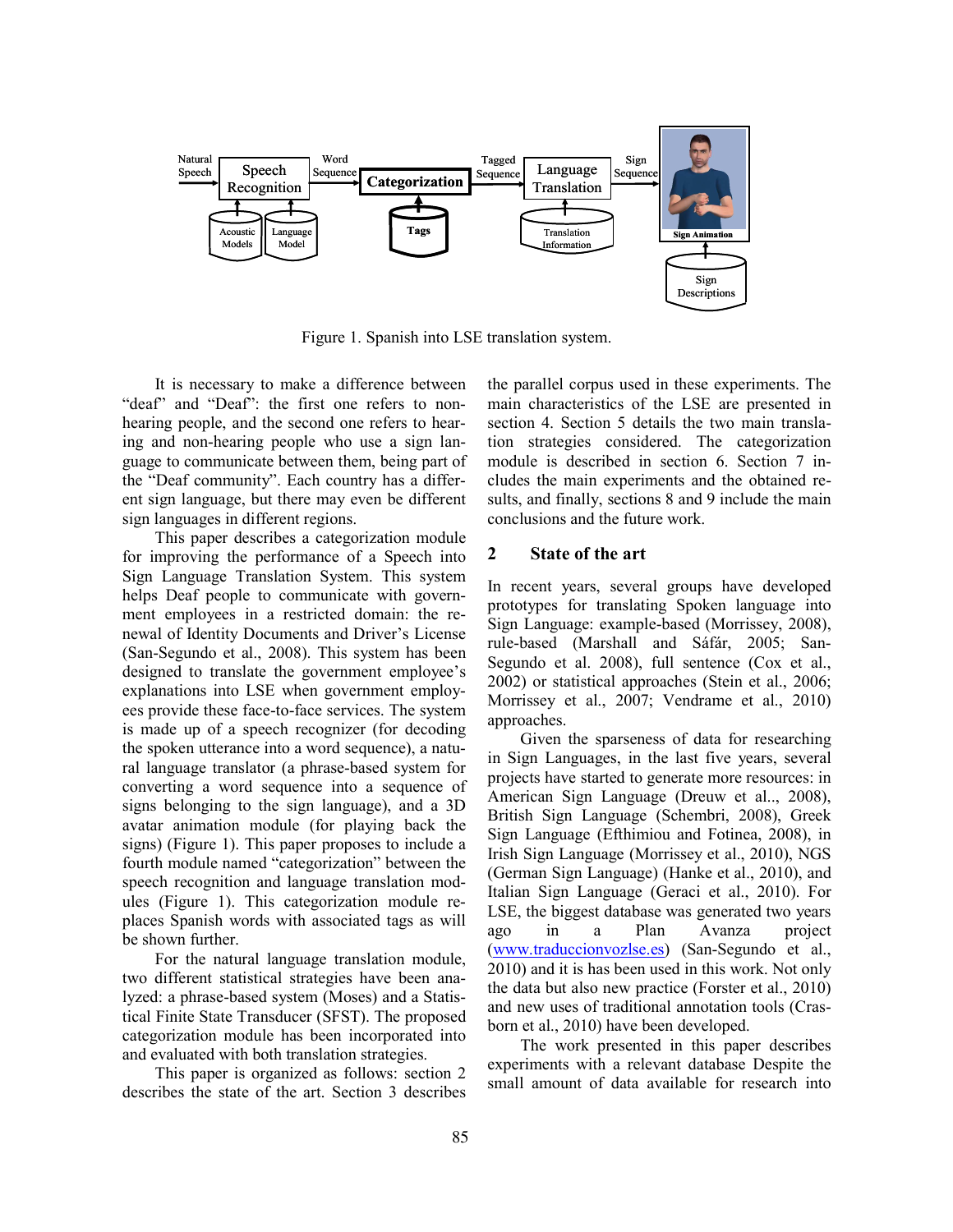Figure 1. Spanish into LSE translation system.

It is necessary to make a difference between “deaf” and “Deaf”: the first one refers to non-hearing people, and the second one refers to hearing and non-hearing people who use a sign language to communicate between them, being part of the “Deaf community”. Each country has a different sign language, but there may even be different sign languages in different regions.

This paper describes a categorization module for improving the performance of a Speech into Sign Language Translation System. This system helps Deaf people to communicate with government employees in a restricted domain: the renewal of Identity Documents and Driver’s License (San-Segundo et al., 2008). This system has been designed to translate the government employee’s explanations into LSE when government employees provide these face-to-face services. The system is made up of a speech recognizer (for decoding the spoken utterance into a word sequence), a natural language translator (a phrase-based system for converting a word sequence into a sequence of signs belonging to the sign language), and a 3D avatar animation module (for playing back the signs) (Figure 1). This paper proposes to include a fourth module named “categorization” between the speech recognition and language translation modules (Figure 1). This categorization module replaces Spanish words with associated tags as will be shown further.

For the natural language translation module, two different statistical strategies have been analyzed: a phrase-based system (Moses) and a Statistical Finite State Transducer (SFST). The proposed categorization module has been incorporated into and evaluated with both translation strategies.

This paper is organized as follows: section 2 describes the state of the art. Section 3 describes the parallel corpus used in these experiments. The main characteristics of the LSE are presented in section 4. Section 5 details the two main translation strategies considered. The categorization module is described in section 6. Section 7 includes the main experiments and the obtained results, and finally, sections 8 and 9 include the main conclusions and the future work.

## 2 State of the art

In recent years, several groups have developed prototypes for translating Spoken language into Sign Language: example-based (Morrissey, 2008), rule-based (Marshall and Sáfár, 2005; San-Segundo et al. 2008), full sentence (Cox et al., 2002) or statistical approaches (Stein et al., 2006; Morrissey et al., 2007; Vendrame et al., 2010) approaches.

Given the sparseness of data for researching in Sign Languages, in the last five years, several projects have started to generate more resources: in American Sign Language (Dreuw et al.., 2008), British Sign Language (Schembri, 2008), Greek Sign Language (Efthimiou and Fotinea, 2008), in Irish Sign Language (Morrissey et al., 2010), NGS (German Sign Language) (Hanke et al., 2010), and Italian Sign Language (Geraci et al., 2010). For LSE, the biggest database was generated two years ago in a Plan Avanza project (www.traduccionvozlse.es) (San-Segundo et al., 2010) and it is has been used in this work. Not only the data but also new practice (Forster et al., 2010) and new uses of traditional annotation tools (Crasborn et al., 2010) have been developed.

The work presented in this paper describes experiments with a relevant database Despite the small amount of data available for research into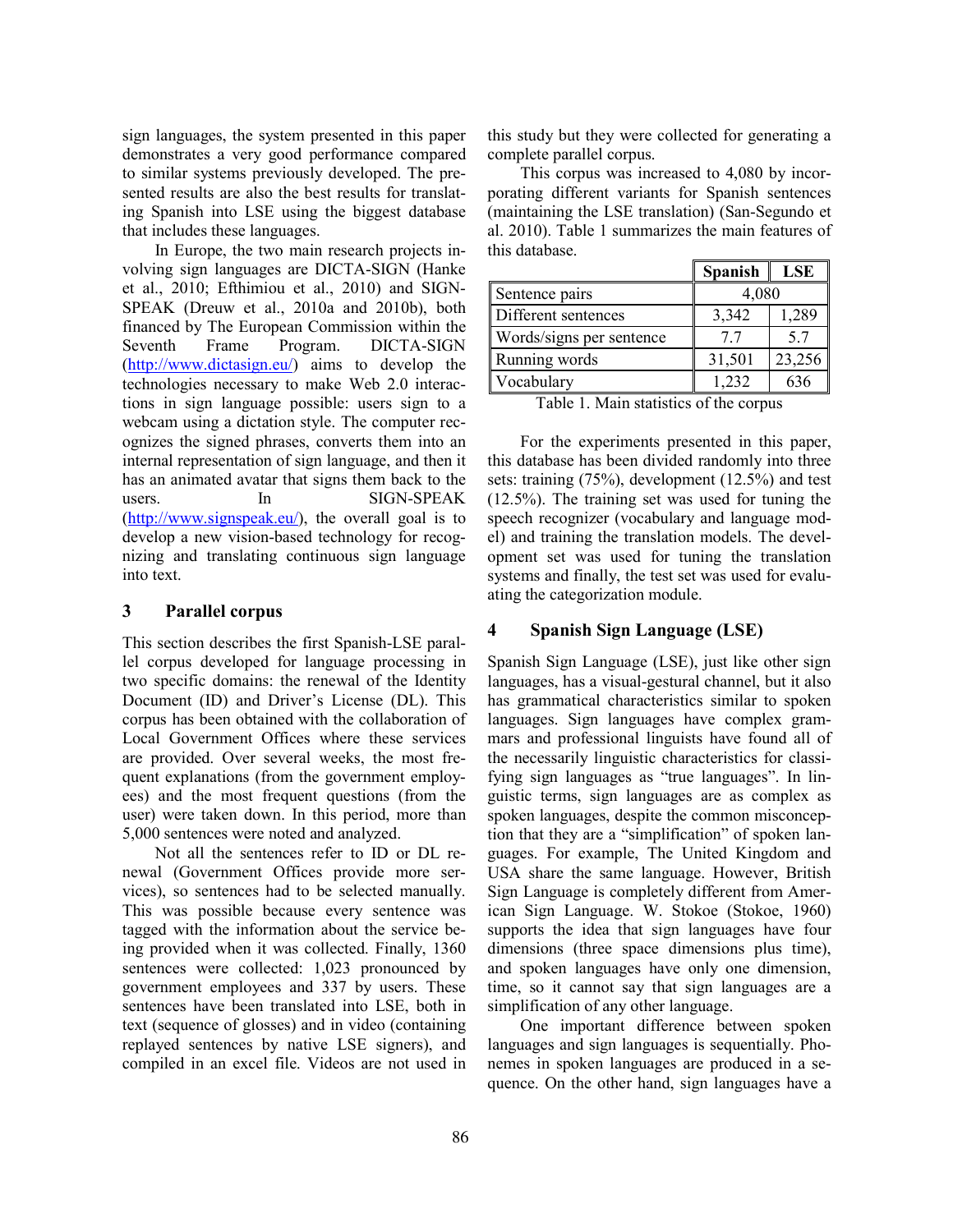sign languages, the system presented in this paper demonstrates a very good performance compared to similar systems previously developed. The presented results are also the best results for translating Spanish into LSE using the biggest database that includes these languages.

In Europe, the two main research projects involving sign languages are DICTA-SIGN (Hanke et al., 2010; Efthimiou et al., 2010) and SIGN-SPEAK (Dreuw et al., 2010a and 2010b), both financed by The European Commission within the Seventh Frame Program. DICTA-SIGN (http://www.dictasign.eu/) aims to develop the technologies necessary to make Web 2.0 interactions in sign language possible: users sign to a webcam using a dictation style. The computer recognizes the signed phrases, converts them into an internal representation of sign language, and then it has an animated avatar that signs them back to the users. In SIGN-SPEAK (http://www.signspeak.eu/), the overall goal is to develop a new vision-based technology for recognizing and translating continuous sign language into text.

## 3 Parallel corpus

This section describes the first Spanish-LSE parallel corpus developed for language processing in two specific domains: the renewal of the Identity Document (ID) and Driver's License (DL). This corpus has been obtained with the collaboration of Local Government Offices where these services are provided. Over several weeks, the most frequent explanations (from the government employees) and the most frequent questions (from the user) were taken down. In this period, more than 5,000 sentences were noted and analyzed.

Not all the sentences refer to ID or DL renewal (Government Offices provide more services), so sentences had to be selected manually. This was possible because every sentence was tagged with the information about the service being provided when it was collected. Finally, 1360 sentences were collected: 1,023 pronounced by government employees and 337 by users. These sentences have been translated into LSE, both in text (sequence of glosses) and in video (containing replayed sentences by native LSE signers), and compiled in an excel file. Videos are not used in this study but they were collected for generating a complete parallel corpus.

This corpus was increased to 4,080 by incorporating different variants for Spanish sentences (maintaining the LSE translation) (San-Segundo et al. 2010). Table 1 summarizes the main features of this database.

| | Spanish | LSE |
|---|---|---|
| Sentence pairs | 4,080 | |
| Different sentences | 3,342 | 1,289 |
| Words/signs per sentence | 7.7 | 5.7 |
| Running words | 31,501 | 23,256 |
| Vocabulary | 1,232 | 636 |

Table 1. Main statistics of the corpus

For the experiments presented in this paper, this database has been divided randomly into three sets: training (75%), development (12.5%) and test (12.5%). The training set was used for tuning the speech recognizer (vocabulary and language model) and training the translation models. The development set was used for tuning the translation systems and finally, the test set was used for evaluating the categorization module.

## 4 Spanish Sign Language (LSE)

Spanish Sign Language (LSE), just like other sign languages, has a visual-gestural channel, but it also has grammatical characteristics similar to spoken languages. Sign languages have complex grammars and professional linguists have found all of the necessarily linguistic characteristics for classifying sign languages as "true languages". In linguistic terms, sign languages are as complex as spoken languages, despite the common misconception that they are a "simplification" of spoken languages. For example, The United Kingdom and USA share the same language. However, British Sign Language is completely different from American Sign Language. W. Stokoe (Stokoe, 1960) supports the idea that sign languages have four dimensions (three space dimensions plus time), and spoken languages have only one dimension, time, so it cannot say that sign languages are a simplification of any other language.

One important difference between spoken languages and sign languages is sequentially. Phonemes in spoken languages are produced in a sequence. On the other hand, sign languages have a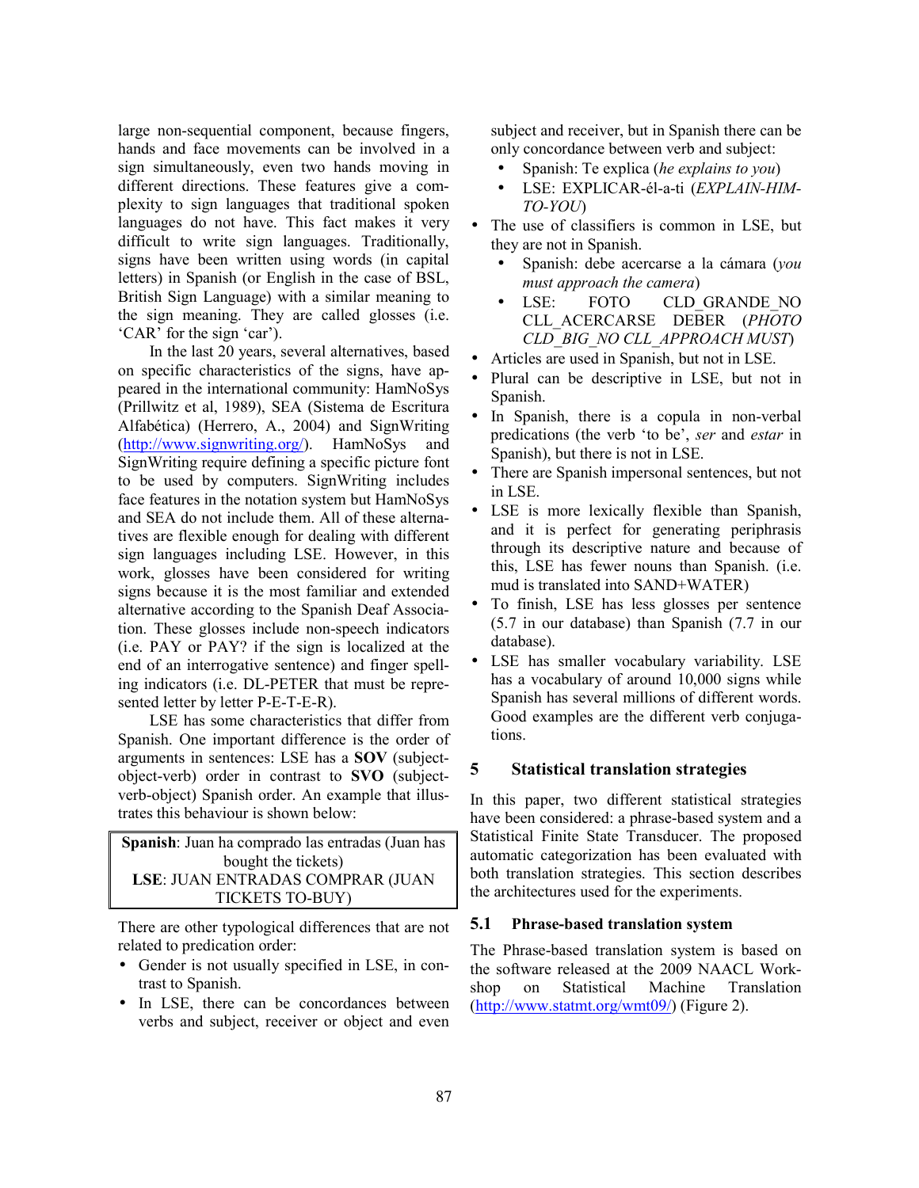large non-sequential component, because fingers, hands and face movements can be involved in a sign simultaneously, even two hands moving in different directions. These features give a complexity to sign languages that traditional spoken languages do not have. This fact makes it very difficult to write sign languages. Traditionally, signs have been written using words (in capital letters) in Spanish (or English in the case of BSL, British Sign Language) with a similar meaning to the sign meaning. They are called glosses (i.e. 'CAR' for the sign 'car').

In the last 20 years, several alternatives, based on specific characteristics of the signs, have appeared in the international community: HamNoSys (Prillwitz et al, 1989), SEA (Sistema de Escritura Alfabética) (Herrero, A., 2004) and SignWriting (http://www.signwriting.org/). HamNoSys and SignWriting require defining a specific picture font to be used by computers. SignWriting includes face features in the notation system but HamNoSys and SEA do not include them. All of these alternatives are flexible enough for dealing with different sign languages including LSE. However, in this work, glosses have been considered for writing signs because it is the most familiar and extended alternative according to the Spanish Deaf Association. These glosses include non-speech indicators (i.e. PAY or PAY? if the sign is localized at the end of an interrogative sentence) and finger spelling indicators (i.e. DL-PETER that must be represented letter by letter P-E-T-E-R).

LSE has some characteristics that differ from Spanish. One important difference is the order of arguments in sentences: LSE has a **SOV** (subject-object-verb) order in contrast to **SVO** (subject-verb-object) Spanish order. An example that illustrates this behaviour is shown below:

| **Spanish**: Juan ha comprado las entradas (Juan has bought the tickets) **LSE**: JUAN ENTRADAS COMPRAR (JUAN TICKETS TO-BUY) |
|---|

There are other typological differences that are not related to predication order:

- Gender is not usually specified in LSE, in contrast to Spanish.
- In LSE, there can be concordances between verbs and subject, receiver or object and even subject and receiver, but in Spanish there can be only concordance between verb and subject:
  - Spanish: Te explica (*he explains to you*)
  - LSE: EXPLICAR-él-a-ti (*EXPLAIN-HIM-TO-YOU*)
- The use of classifiers is common in LSE, but they are not in Spanish.
  - Spanish: debe acercarse a la cámara (*you must approach the camera*)
  - LSE: FOTO CLD_GRANDE_NO CLL_ACERCARSE DEBER (*PHOTO CLD_BIG_NO CLL_APPROACH MUST*)
- Articles are used in Spanish, but not in LSE.
- Plural can be descriptive in LSE, but not in Spanish.
- In Spanish, there is a copula in non-verbal predications (the verb 'to be', *ser* and *estar* in Spanish), but there is not in LSE.
- There are Spanish impersonal sentences, but not in LSE.
- LSE is more lexically flexible than Spanish, and it is perfect for generating periphrasis through its descriptive nature and because of this, LSE has fewer nouns than Spanish. (i.e. mud is translated into SAND+WATER)
- To finish, LSE has less glosses per sentence (5.7 in our database) than Spanish (7.7 in our database).
- LSE has smaller vocabulary variability. LSE has a vocabulary of around 10,000 signs while Spanish has several millions of different words. Good examples are the different verb conjugations.

## 5 Statistical translation strategies

In this paper, two different statistical strategies have been considered: a phrase-based system and a Statistical Finite State Transducer. The proposed automatic categorization has been evaluated with both translation strategies. This section describes the architectures used for the experiments.

### 5.1 Phrase-based translation system

The Phrase-based translation system is based on the software released at the 2009 NAACL Workshop on Statistical Machine Translation (http://www.statmt.org/wmt09/) (Figure 2).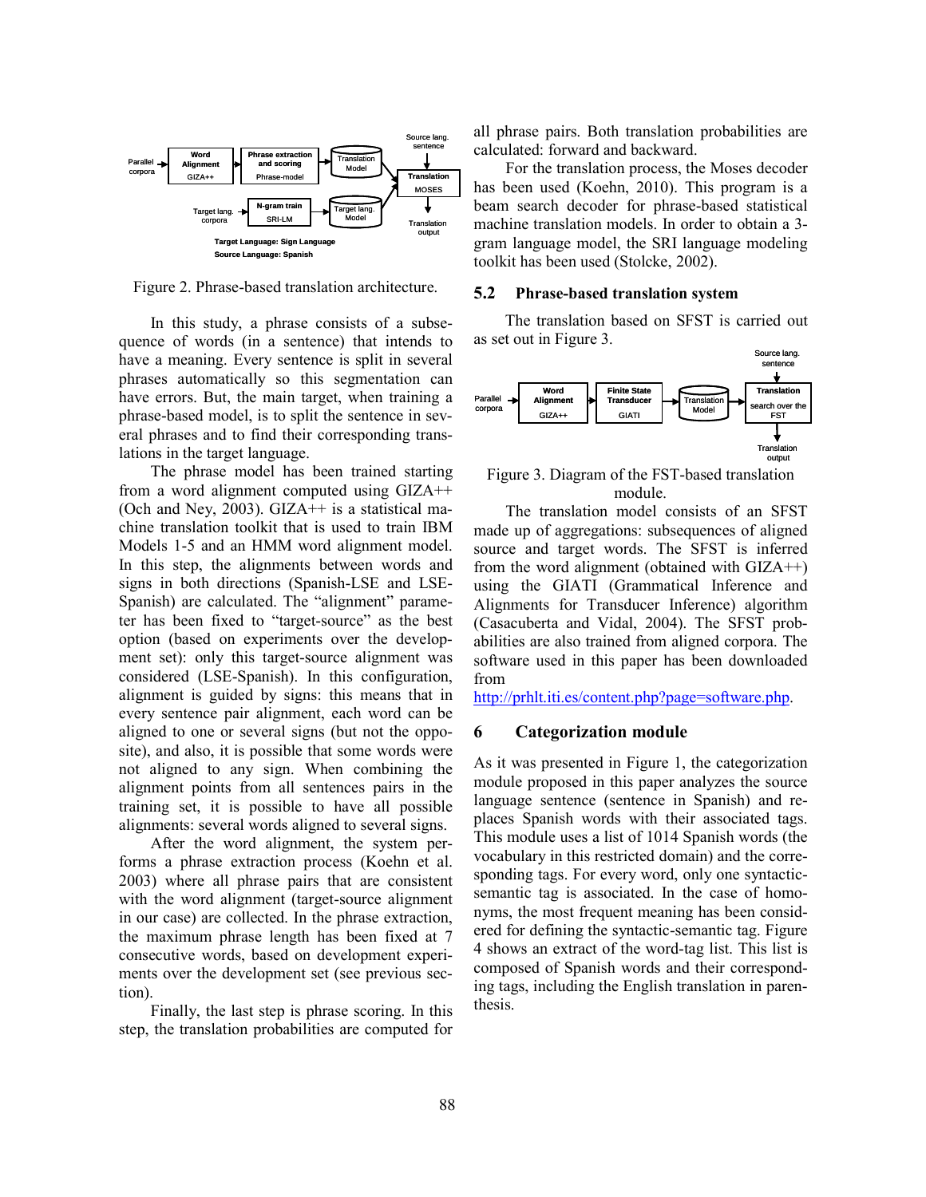Parallel corpora

Word Alignment
GIZA++

Phrase extraction and scoring
Phrase-model

Translation Model

Source lang. sentence

Translation
MOSES

Target lang. corpora

N-gram train
SRI-LM

Target lang. Model

Translation output

Target Language: Sign Language
Source Language: Spanish

Figure 2. Phrase-based translation architecture.

In this study, a phrase consists of a subsequence of words (in a sentence) that intends to have a meaning. Every sentence is split in several phrases automatically so this segmentation can have errors. But, the main target, when training a phrase-based model, is to split the sentence in several phrases and to find their corresponding translations in the target language.

The phrase model has been trained starting from a word alignment computed using GIZA++ (Och and Ney, 2003). GIZA++ is a statistical machine translation toolkit that is used to train IBM Models 1-5 and an HMM word alignment model. In this step, the alignments between words and signs in both directions (Spanish-LSE and LSE-Spanish) are calculated. The "alignment" parameter has been fixed to "target-source" as the best option (based on experiments over the development set): only this target-source alignment was considered (LSE-Spanish). In this configuration, alignment is guided by signs: this means that in every sentence pair alignment, each word can be aligned to one or several signs (but not the opposite), and also, it is possible that some words were not aligned to any sign. When combining the alignment points from all sentences pairs in the training set, it is possible to have all possible alignments: several words aligned to several signs.

After the word alignment, the system performs a phrase extraction process (Koehn et al. 2003) where all phrase pairs that are consistent with the word alignment (target-source alignment in our case) are collected. In the phrase extraction, the maximum phrase length has been fixed at 7 consecutive words, based on development experiments over the development set (see previous section).

Finally, the last step is phrase scoring. In this step, the translation probabilities are computed for all phrase pairs. Both translation probabilities are calculated: forward and backward.

For the translation process, the Moses decoder has been used (Koehn, 2010). This program is a beam search decoder for phrase-based statistical machine translation models. In order to obtain a 3-gram language model, the SRI language modeling toolkit has been used (Stolcke, 2002).

### 5.2 Phrase-based translation system

The translation based on SFST is carried out as set out in Figure 3.

Source lang. sentence

Parallel corpora

Word Alignment
GIZA++

Finite State Transducer
GIATI

Translation Model

Translation
search over the FST

Translation output

Figure 3. Diagram of the FST-based translation module.

The translation model consists of an SFST made up of aggregations: subsequences of aligned source and target words. The SFST is inferred from the word alignment (obtained with GIZA++) using the GIATI (Grammatical Inference and Alignments for Transducer Inference) algorithm (Casacuberta and Vidal, 2004). The SFST probabilities are also trained from aligned corpora. The software used in this paper has been downloaded from http://prhlt.iti.es/content.php?page=software.php.

## 6 Categorization module

As it was presented in Figure 1, the categorization module proposed in this paper analyzes the source language sentence (sentence in Spanish) and replaces Spanish words with their associated tags. This module uses a list of 1014 Spanish words (the vocabulary in this restricted domain) and the corresponding tags. For every word, only one syntactic-semantic tag is associated. In the case of homonyms, the most frequent meaning has been considered for defining the syntactic-semantic tag. Figure 4 shows an extract of the word-tag list. This list is composed of Spanish words and their corresponding tags, including the English translation in parenthesis.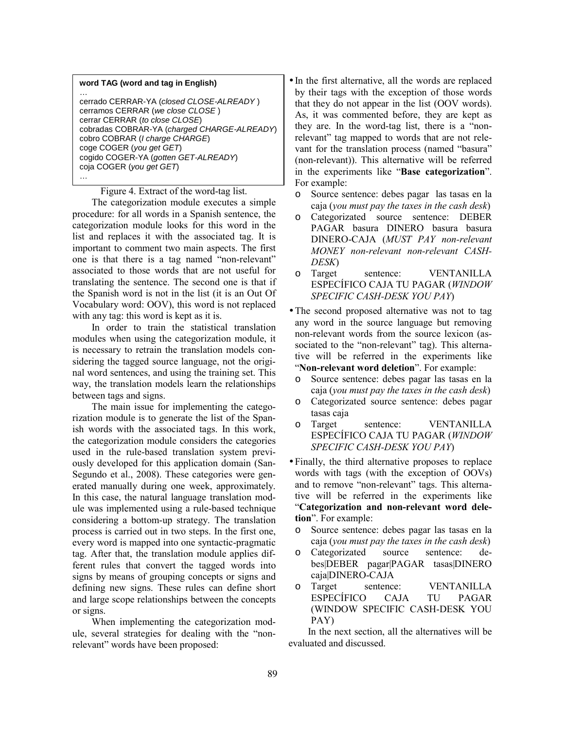```
word TAG (word and tag in English)
…
cerrado CERRAR-YA (closed CLOSE-ALREADY )
cerramos CERRAR (we close CLOSE )
cerrar CERRAR (to close CLOSE)
cobradas COBRAR-YA (charged CHARGE-ALREADY)
cobro COBRAR (I charge CHARGE)
coge COGER (you get GET)
cogido COGER-YA (gotten GET-ALREADY)
coja COGER (you get GET)
…
```

Figure 4. Extract of the word-tag list.

The categorization module executes a simple procedure: for all words in a Spanish sentence, the categorization module looks for this word in the list and replaces it with the associated tag. It is important to comment two main aspects. The first one is that there is a tag named "non-relevant" associated to those words that are not useful for translating the sentence. The second one is that if the Spanish word is not in the list (it is an Out Of Vocabulary word: OOV), this word is not replaced with any tag: this word is kept as it is.

In order to train the statistical translation modules when using the categorization module, it is necessary to retrain the translation models considering the tagged source language, not the original word sentences, and using the training set. This way, the translation models learn the relationships between tags and signs.

The main issue for implementing the categorization module is to generate the list of the Spanish words with the associated tags. In this work, the categorization module considers the categories used in the rule-based translation system previously developed for this application domain (San-Segundo et al., 2008). These categories were generated manually during one week, approximately. In this case, the natural language translation module was implemented using a rule-based technique considering a bottom-up strategy. The translation process is carried out in two steps. In the first one, every word is mapped into one syntactic-pragmatic tag. After that, the translation module applies different rules that convert the tagged words into signs by means of grouping concepts or signs and defining new signs. These rules can define short and large scope relationships between the concepts or signs.

When implementing the categorization module, several strategies for dealing with the "non-relevant" words have been proposed:

- In the first alternative, all the words are replaced by their tags with the exception of those words that they do not appear in the list (OOV words). As, it was commented before, they are kept as they are. In the word-tag list, there is a "non-relevant" tag mapped to words that are not relevant for the translation process (named "basura" (non-relevant)). This alternative will be referred in the experiments like "**Base categorization**". For example:
  - Source sentence: debes pagar las tasas en la caja (*you must pay the taxes in the cash desk*)
  - Categorizated source sentence: DEBER PAGAR basura DINERO basura basura DINERO-CAJA (*MUST PAY non-relevant MONEY non-relevant non-relevant CASH-DESK*)
  - Target sentence: VENTANILLA ESPECÍFICO CAJA TU PAGAR (*WINDOW SPECIFIC CASH-DESK YOU PAY*)
- The second proposed alternative was not to tag any word in the source language but removing non-relevant words from the source lexicon (associated to the "non-relevant" tag). This alternative will be referred in the experiments like "**Non-relevant word deletion**". For example:
  - Source sentence: debes pagar las tasas en la caja (*you must pay the taxes in the cash desk*)
  - Categorizated source sentence: debes pagar tasas caja
  - Target sentence: VENTANILLA ESPECÍFICO CAJA TU PAGAR (*WINDOW SPECIFIC CASH-DESK YOU PAY*)
- Finally, the third alternative proposes to replace words with tags (with the exception of OOVs) and to remove "non-relevant" tags. This alternative will be referred in the experiments like "**Categorization and non-relevant word deletion**". For example:
  - Source sentence: debes pagar las tasas en la caja (*you must pay the taxes in the cash desk*)
  - Categorizated source sentence: debes|DEBER pagar|PAGAR tasas|DINERO caja|DINERO-CAJA
  - Target sentence: VENTANILLA ESPECÍFICO CAJA TU PAGAR (WINDOW SPECIFIC CASH-DESK YOU PAY)

In the next section, all the alternatives will be evaluated and discussed.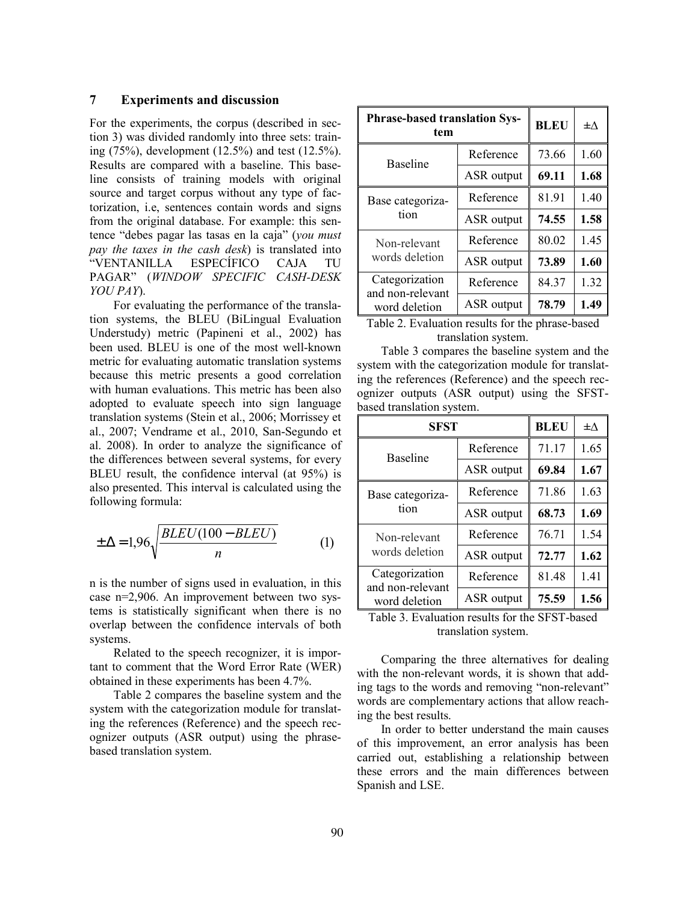## 7 Experiments and discussion

For the experiments, the corpus (described in section 3) was divided randomly into three sets: training (75%), development (12.5%) and test (12.5%). Results are compared with a baseline. This baseline consists of training models with original source and target corpus without any type of factorization, i.e, sentences contain words and signs from the original database. For example: this sentence "debes pagar las tasas en la caja" (*you must pay the taxes in the cash desk*) is translated into "VENTANILLA ESPECÍFICO CAJA TU PAGAR" (*WINDOW SPECIFIC CASH-DESK YOU PAY*).

For evaluating the performance of the translation systems, the BLEU (BiLingual Evaluation Understudy) metric (Papineni et al., 2002) has been used. BLEU is one of the most well-known metric for evaluating automatic translation systems because this metric presents a good correlation with human evaluations. This metric has been also adopted to evaluate speech into sign language translation systems (Stein et al., 2006; Morrissey et al., 2007; Vendrame et al., 2010, San-Segundo et al. 2008). In order to analyze the significance of the differences between several systems, for every BLEU result, the confidence interval (at 95%) is also presented. This interval is calculated using the following formula:

$$\pm\Delta = 1{,}96\sqrt{\frac{BLEU(100 - BLEU)}{n}} \qquad (1)$$

n is the number of signs used in evaluation, in this case n=2,906. An improvement between two systems is statistically significant when there is no overlap between the confidence intervals of both systems.

Related to the speech recognizer, it is important to comment that the Word Error Rate (WER) obtained in these experiments has been 4.7%.

Table 2 compares the baseline system and the system with the categorization module for translating the references (Reference) and the speech recognizer outputs (ASR output) using the phrase-based translation system.

| Phrase-based translation System | | BLEU | ±Δ |
|---|---|---|---|
| Baseline | Reference | 73.66 | 1.60 |
| | ASR output | **69.11** | **1.68** |
| Base categorization | Reference | 81.91 | 1.40 |
| | ASR output | **74.55** | **1.58** |
| Non-relevant words deletion | Reference | 80.02 | 1.45 |
| | ASR output | **73.89** | **1.60** |
| Categorization and non-relevant word deletion | Reference | 84.37 | 1.32 |
| | ASR output | **78.79** | **1.49** |

Table 2. Evaluation results for the phrase-based translation system.

Table 3 compares the baseline system and the system with the categorization module for translating the references (Reference) and the speech recognizer outputs (ASR output) using the SFST-based translation system.

| SFST | | BLEU | ±Δ |
|---|---|---|---|
| Baseline | Reference | 71.17 | 1.65 |
| | ASR output | **69.84** | **1.67** |
| Base categorization | Reference | 71.86 | 1.63 |
| | ASR output | **68.73** | **1.69** |
| Non-relevant words deletion | Reference | 76.71 | 1.54 |
| | ASR output | **72.77** | **1.62** |
| Categorization and non-relevant word deletion | Reference | 81.48 | 1.41 |
| | ASR output | **75.59** | **1.56** |

Table 3. Evaluation results for the SFST-based translation system.

Comparing the three alternatives for dealing with the non-relevant words, it is shown that adding tags to the words and removing "non-relevant" words are complementary actions that allow reaching the best results.

In order to better understand the main causes of this improvement, an error analysis has been carried out, establishing a relationship between these errors and the main differences between Spanish and LSE.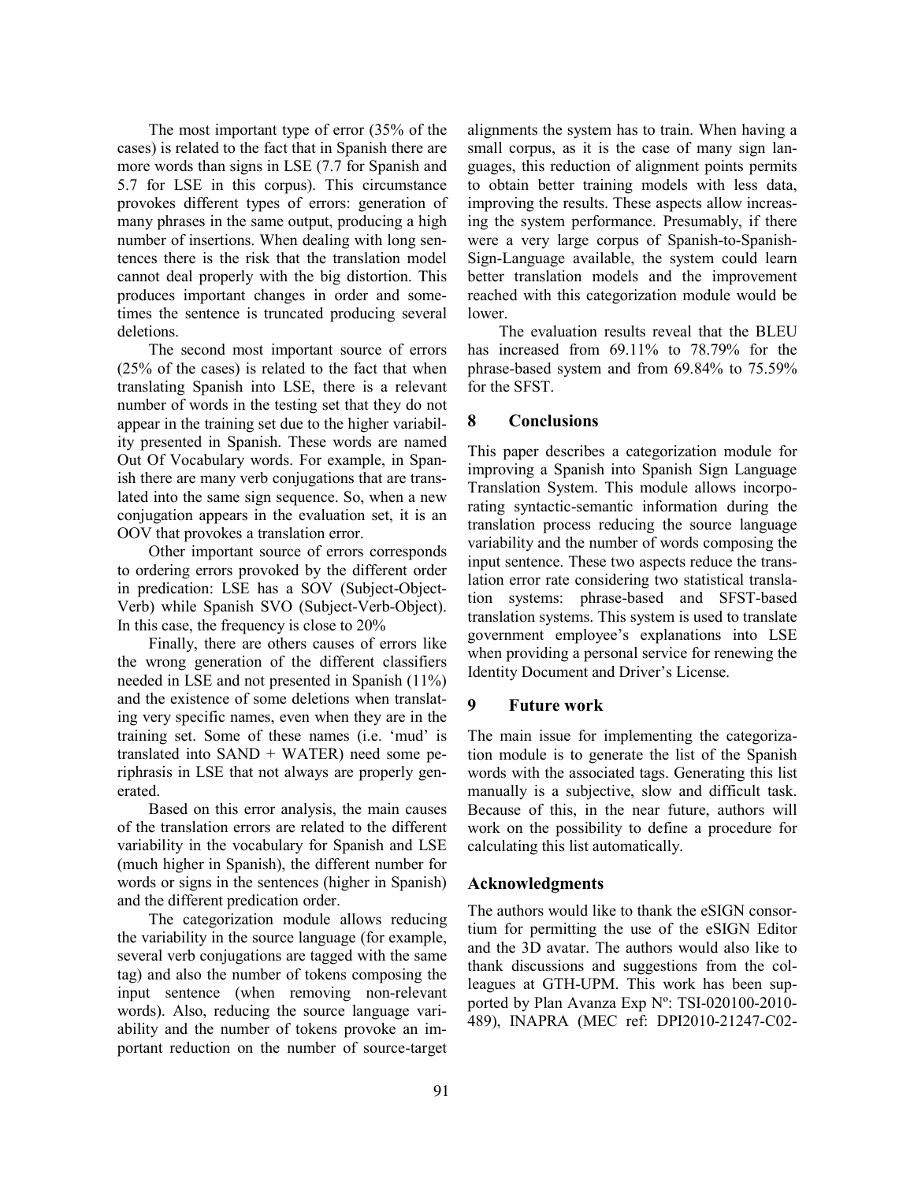The most important type of error (35% of the cases) is related to the fact that in Spanish there are more words than signs in LSE (7.7 for Spanish and 5.7 for LSE in this corpus). This circumstance provokes different types of errors: generation of many phrases in the same output, producing a high number of insertions. When dealing with long sentences there is the risk that the translation model cannot deal properly with the big distortion. This produces important changes in order and sometimes the sentence is truncated producing several deletions.

The second most important source of errors (25% of the cases) is related to the fact that when translating Spanish into LSE, there is a relevant number of words in the testing set that they do not appear in the training set due to the higher variability presented in Spanish. These words are named Out Of Vocabulary words. For example, in Spanish there are many verb conjugations that are translated into the same sign sequence. So, when a new conjugation appears in the evaluation set, it is an OOV that provokes a translation error.

Other important source of errors corresponds to ordering errors provoked by the different order in predication: LSE has a SOV (Subject-Object-Verb) while Spanish SVO (Subject-Verb-Object). In this case, the frequency is close to 20%

Finally, there are others causes of errors like the wrong generation of the different classifiers needed in LSE and not presented in Spanish (11%) and the existence of some deletions when translating very specific names, even when they are in the training set. Some of these names (i.e. 'mud' is translated into SAND + WATER) need some periphrasis in LSE that not always are properly generated.

Based on this error analysis, the main causes of the translation errors are related to the different variability in the vocabulary for Spanish and LSE (much higher in Spanish), the different number for words or signs in the sentences (higher in Spanish) and the different predication order.

The categorization module allows reducing the variability in the source language (for example, several verb conjugations are tagged with the same tag) and also the number of tokens composing the input sentence (when removing non-relevant words). Also, reducing the source language variability and the number of tokens provoke an important reduction on the number of source-target alignments the system has to train. When having a small corpus, as it is the case of many sign languages, this reduction of alignment points permits to obtain better training models with less data, improving the results. These aspects allow increasing the system performance. Presumably, if there were a very large corpus of Spanish-to-Spanish-Sign-Language available, the system could learn better translation models and the improvement reached with this categorization module would be lower.

The evaluation results reveal that the BLEU has increased from 69.11% to 78.79% for the phrase-based system and from 69.84% to 75.59% for the SFST.

## 8 Conclusions

This paper describes a categorization module for improving a Spanish into Spanish Sign Language Translation System. This module allows incorporating syntactic-semantic information during the translation process reducing the source language variability and the number of words composing the input sentence. These two aspects reduce the translation error rate considering two statistical translation systems: phrase-based and SFST-based translation systems. This system is used to translate government employee's explanations into LSE when providing a personal service for renewing the Identity Document and Driver's License.

## 9 Future work

The main issue for implementing the categorization module is to generate the list of the Spanish words with the associated tags. Generating this list manually is a subjective, slow and difficult task. Because of this, in the near future, authors will work on the possibility to define a procedure for calculating this list automatically.

## Acknowledgments

The authors would like to thank the eSIGN consortium for permitting the use of the eSIGN Editor and the 3D avatar. The authors would also like to thank discussions and suggestions from the colleagues at GTH-UPM. This work has been supported by Plan Avanza Exp Nº: TSI-020100-2010-489), INAPRA (MEC ref: DPI2010-21247-C02-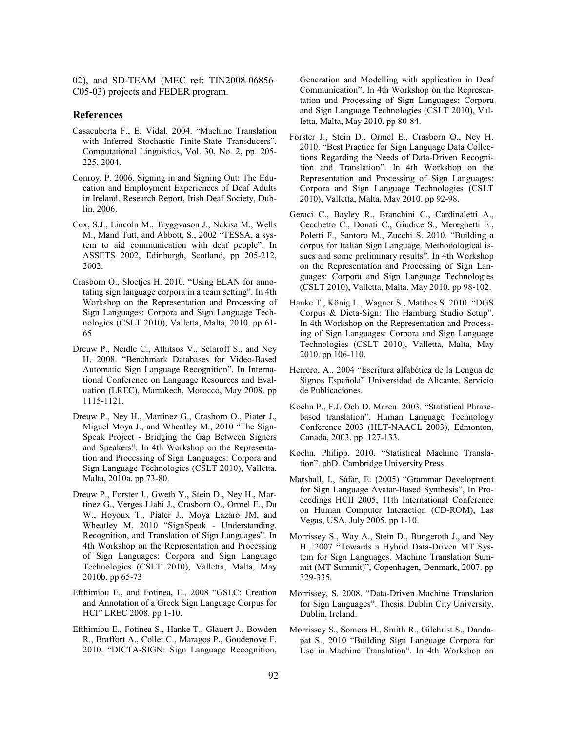02), and SD-TEAM (MEC ref: TIN2008-06856-C05-03) projects and FEDER program.

## References

Casacuberta F., E. Vidal. 2004. "Machine Translation with Inferred Stochastic Finite-State Transducers". Computational Linguistics, Vol. 30, No. 2, pp. 205-225, 2004.

Conroy, P. 2006. Signing in and Signing Out: The Education and Employment Experiences of Deaf Adults in Ireland. Research Report, Irish Deaf Society, Dublin. 2006.

Cox, S.J., Lincoln M., Tryggvason J., Nakisa M., Wells M., Mand Tutt, and Abbott, S., 2002 "TESSA, a system to aid communication with deaf people". In ASSETS 2002, Edinburgh, Scotland, pp 205-212, 2002.

Crasborn O., Sloetjes H. 2010. "Using ELAN for annotating sign language corpora in a team setting". In 4th Workshop on the Representation and Processing of Sign Languages: Corpora and Sign Language Technologies (CSLT 2010), Valletta, Malta, 2010. pp 61-65

Dreuw P., Neidle C., Athitsos V., Sclaroff S., and Ney H. 2008. "Benchmark Databases for Video-Based Automatic Sign Language Recognition". In International Conference on Language Resources and Evaluation (LREC), Marrakech, Morocco, May 2008. pp 1115-1121.

Dreuw P., Ney H., Martinez G., Crasborn O., Piater J., Miguel Moya J., and Wheatley M., 2010 "The SignSpeak Project - Bridging the Gap Between Signers and Speakers". In 4th Workshop on the Representation and Processing of Sign Languages: Corpora and Sign Language Technologies (CSLT 2010), Valletta, Malta, 2010a. pp 73-80.

Dreuw P., Forster J., Gweth Y., Stein D., Ney H., Martinez G., Verges Llahi J., Crasborn O., Ormel E., Du W., Hoyoux T., Piater J., Moya Lazaro JM, and Wheatley M. 2010 "SignSpeak - Understanding, Recognition, and Translation of Sign Languages". In 4th Workshop on the Representation and Processing of Sign Languages: Corpora and Sign Language Technologies (CSLT 2010), Valletta, Malta, May 2010b. pp 65-73

Efthimiou E., and Fotinea, E., 2008 "GSLC: Creation and Annotation of a Greek Sign Language Corpus for HCI" LREC 2008. pp 1-10.

Efthimiou E., Fotinea S., Hanke T., Glauert J., Bowden R., Braffort A., Collet C., Maragos P., Goudenove F. 2010. "DICTA-SIGN: Sign Language Recognition, Generation and Modelling with application in Deaf Communication". In 4th Workshop on the Representation and Processing of Sign Languages: Corpora and Sign Language Technologies (CSLT 2010), Valletta, Malta, May 2010. pp 80-84.

Forster J., Stein D., Ormel E., Crasborn O., Ney H. 2010. "Best Practice for Sign Language Data Collections Regarding the Needs of Data-Driven Recognition and Translation". In 4th Workshop on the Representation and Processing of Sign Languages: Corpora and Sign Language Technologies (CSLT 2010), Valletta, Malta, May 2010. pp 92-98.

Geraci C., Bayley R., Branchini C., Cardinaletti A., Cecchetto C., Donati C., Giudice S., Mereghetti E., Poletti F., Santoro M., Zucchi S. 2010. "Building a corpus for Italian Sign Language. Methodological issues and some preliminary results". In 4th Workshop on the Representation and Processing of Sign Languages: Corpora and Sign Language Technologies (CSLT 2010), Valletta, Malta, May 2010. pp 98-102.

Hanke T., König L., Wagner S., Matthes S. 2010. "DGS Corpus & Dicta-Sign: The Hamburg Studio Setup". In 4th Workshop on the Representation and Processing of Sign Languages: Corpora and Sign Language Technologies (CSLT 2010), Valletta, Malta, May 2010. pp 106-110.

Herrero, A., 2004 "Escritura alfabética de la Lengua de Signos Española" Universidad de Alicante. Servicio de Publicaciones.

Koehn P., F.J. Och D. Marcu. 2003. "Statistical Phrase-based translation". Human Language Technology Conference 2003 (HLT-NAACL 2003), Edmonton, Canada, 2003. pp. 127-133.

Koehn, Philipp. 2010. "Statistical Machine Translation". phD. Cambridge University Press.

Marshall, I., Sáfár, E. (2005) "Grammar Development for Sign Language Avatar-Based Synthesis", In Proceedings HCII 2005, 11th International Conference on Human Computer Interaction (CD-ROM), Las Vegas, USA, July 2005. pp 1-10.

Morrissey S., Way A., Stein D., Bungeroth J., and Ney H., 2007 "Towards a Hybrid Data-Driven MT System for Sign Languages. Machine Translation Summit (MT Summit)", Copenhagen, Denmark, 2007. pp 329-335.

Morrissey, S. 2008. "Data-Driven Machine Translation for Sign Languages". Thesis. Dublin City University, Dublin, Ireland.

Morrissey S., Somers H., Smith R., Gilchrist S., Dandapat S., 2010 "Building Sign Language Corpora for Use in Machine Translation". In 4th Workshop on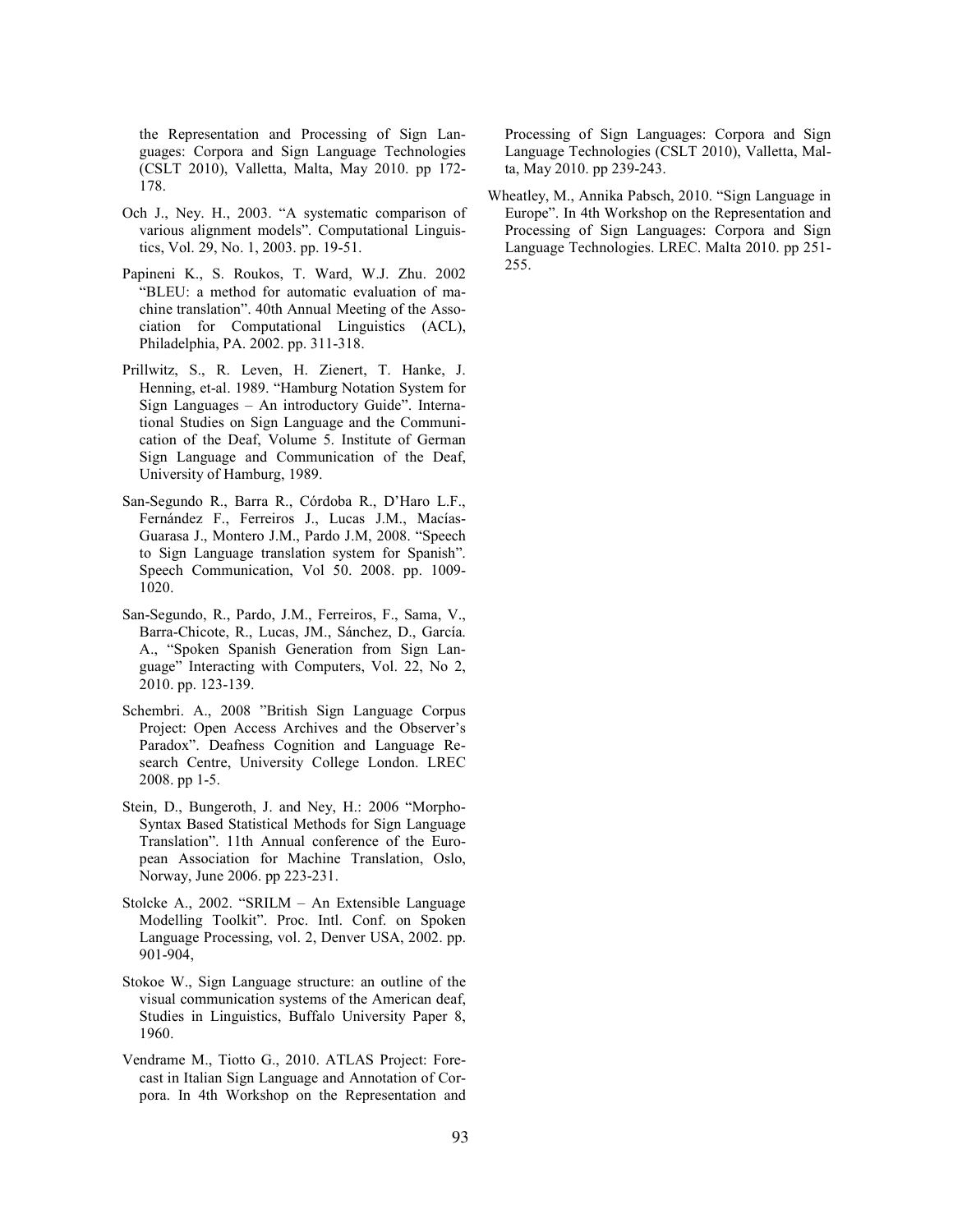the Representation and Processing of Sign Languages: Corpora and Sign Language Technologies (CSLT 2010), Valletta, Malta, May 2010. pp 172-178.

Och J., Ney. H., 2003. "A systematic comparison of various alignment models". Computational Linguistics, Vol. 29, No. 1, 2003. pp. 19-51.

Papineni K., S. Roukos, T. Ward, W.J. Zhu. 2002 "BLEU: a method for automatic evaluation of machine translation". 40th Annual Meeting of the Association for Computational Linguistics (ACL), Philadelphia, PA. 2002. pp. 311-318.

Prillwitz, S., R. Leven, H. Zienert, T. Hanke, J. Henning, et-al. 1989. "Hamburg Notation System for Sign Languages – An introductory Guide". International Studies on Sign Language and the Communication of the Deaf, Volume 5. Institute of German Sign Language and Communication of the Deaf, University of Hamburg, 1989.

San-Segundo R., Barra R., Córdoba R., D'Haro L.F., Fernández F., Ferreiros J., Lucas J.M., Macías-Guarasa J., Montero J.M., Pardo J.M, 2008. "Speech to Sign Language translation system for Spanish". Speech Communication, Vol 50. 2008. pp. 1009-1020.

San-Segundo, R., Pardo, J.M., Ferreiros, F., Sama, V., Barra-Chicote, R., Lucas, JM., Sánchez, D., García. A., "Spoken Spanish Generation from Sign Language" Interacting with Computers, Vol. 22, No 2, 2010. pp. 123-139.

Schembri. A., 2008 "British Sign Language Corpus Project: Open Access Archives and the Observer's Paradox". Deafness Cognition and Language Research Centre, University College London. LREC 2008. pp 1-5.

Stein, D., Bungeroth, J. and Ney, H.: 2006 "Morpho-Syntax Based Statistical Methods for Sign Language Translation". 11th Annual conference of the European Association for Machine Translation, Oslo, Norway, June 2006. pp 223-231.

Stolcke A., 2002. "SRILM – An Extensible Language Modelling Toolkit". Proc. Intl. Conf. on Spoken Language Processing, vol. 2, Denver USA, 2002. pp. 901-904,

Stokoe W., Sign Language structure: an outline of the visual communication systems of the American deaf, Studies in Linguistics, Buffalo University Paper 8, 1960.

Vendrame M., Tiotto G., 2010. ATLAS Project: Forecast in Italian Sign Language and Annotation of Corpora. In 4th Workshop on the Representation and Processing of Sign Languages: Corpora and Sign Language Technologies (CSLT 2010), Valletta, Malta, May 2010. pp 239-243.

Wheatley, M., Annika Pabsch, 2010. "Sign Language in Europe". In 4th Workshop on the Representation and Processing of Sign Languages: Corpora and Sign Language Technologies. LREC. Malta 2010. pp 251-255.